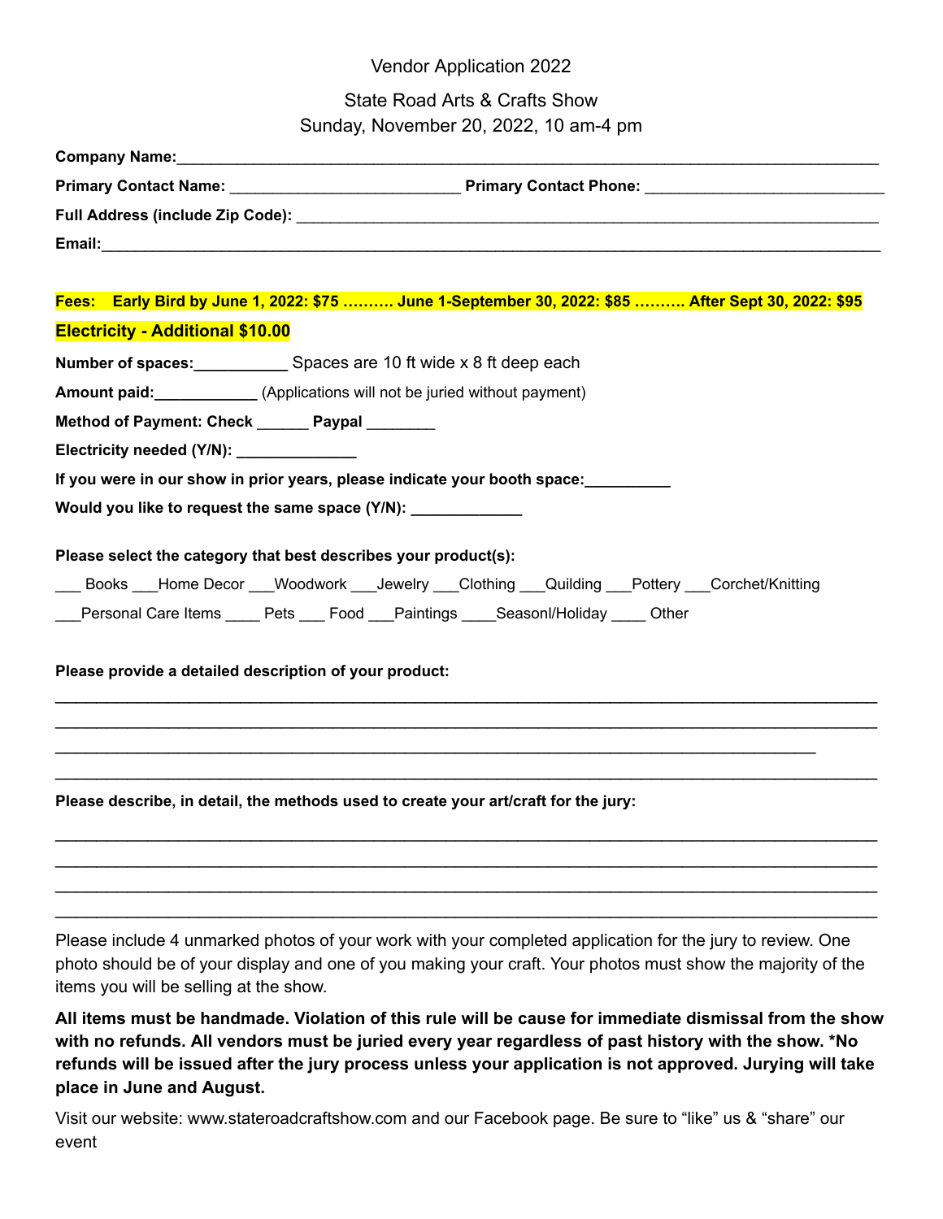Vendor Application 2022

State Road Arts & Crafts Show
Sunday, November 20, 2022, 10 am-4 pm

**Company Name:**______________________________________________________________________________

**Primary Contact Name:** __________________________ **Primary Contact Phone:** __________________________

**Full Address (include Zip Code):** _________________________________________________________________

**Email:**______________________________________________________________________________________

**Fees: Early Bird by June 1, 2022: $75 ………. June 1-September 30, 2022: $85 ………. After Sept 30, 2022: $95**

**Electricity - Additional $10.00**

**Number of spaces:**___________ Spaces are 10 ft wide x 8 ft deep each

**Amount paid:**____________ (Applications will not be juried without payment)

**Method of Payment: Check** ______ **Paypal** ________

**Electricity needed (Y/N):** ______________

**If you were in our show in prior years, please indicate your booth space:**__________

**Would you like to request the same space (Y/N):** _____________

**Please select the category that best describes your product(s):**

___ Books ___Home Decor ___Woodwork ___Jewelry ___Clothing ___Quilding ___Pottery ___Corchet/Knitting

___Personal Care Items ____ Pets ___ Food ___Paintings ____Seasonl/Holiday ____ Other

**Please provide a detailed description of your product:**

_____________________________________________________________________________________________

_____________________________________________________________________________________________

_____________________________________________________________________________________

_____________________________________________________________________________________________

**Please describe, in detail, the methods used to create your art/craft for the jury:**

_____________________________________________________________________________________________

_____________________________________________________________________________________________

_____________________________________________________________________________________________

_____________________________________________________________________________________________

Please include 4 unmarked photos of your work with your completed application for the jury to review. One photo should be of your display and one of you making your craft. Your photos must show the majority of the items you will be selling at the show.

**All items must be handmade. Violation of this rule will be cause for immediate dismissal from the show with no refunds. All vendors must be juried every year regardless of past history with the show. *No refunds will be issued after the jury process unless your application is not approved. Jurying will take place in June and August.**

Visit our website: www.stateroadcraftshow.com and our Facebook page. Be sure to "like" us & "share" our event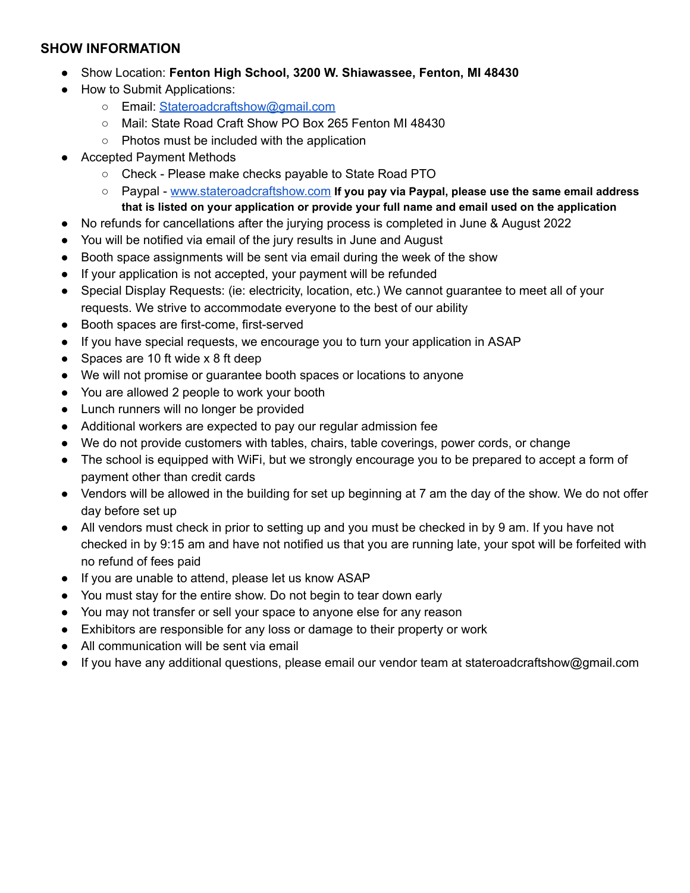## SHOW INFORMATION

- Show Location: **Fenton High School, 3200 W. Shiawassee, Fenton, MI 48430**
- How to Submit Applications:
  - Email: Stateroadcraftshow@gmail.com
  - Mail: State Road Craft Show PO Box 265 Fenton MI 48430
  - Photos must be included with the application
- Accepted Payment Methods
  - Check - Please make checks payable to State Road PTO
  - Paypal - www.stateroadcraftshow.com **If you pay via Paypal, please use the same email address that is listed on your application or provide your full name and email used on the application**
- No refunds for cancellations after the jurying process is completed in June & August 2022
- You will be notified via email of the jury results in June and August
- Booth space assignments will be sent via email during the week of the show
- If your application is not accepted, your payment will be refunded
- Special Display Requests: (ie: electricity, location, etc.) We cannot guarantee to meet all of your requests. We strive to accommodate everyone to the best of our ability
- Booth spaces are first-come, first-served
- If you have special requests, we encourage you to turn your application in ASAP
- Spaces are 10 ft wide x 8 ft deep
- We will not promise or guarantee booth spaces or locations to anyone
- You are allowed 2 people to work your booth
- Lunch runners will no longer be provided
- Additional workers are expected to pay our regular admission fee
- We do not provide customers with tables, chairs, table coverings, power cords, or change
- The school is equipped with WiFi, but we strongly encourage you to be prepared to accept a form of payment other than credit cards
- Vendors will be allowed in the building for set up beginning at 7 am the day of the show. We do not offer day before set up
- All vendors must check in prior to setting up and you must be checked in by 9 am. If you have not checked in by 9:15 am and have not notified us that you are running late, your spot will be forfeited with no refund of fees paid
- If you are unable to attend, please let us know ASAP
- You must stay for the entire show. Do not begin to tear down early
- You may not transfer or sell your space to anyone else for any reason
- Exhibitors are responsible for any loss or damage to their property or work
- All communication will be sent via email
- If you have any additional questions, please email our vendor team at stateroadcraftshow@gmail.com